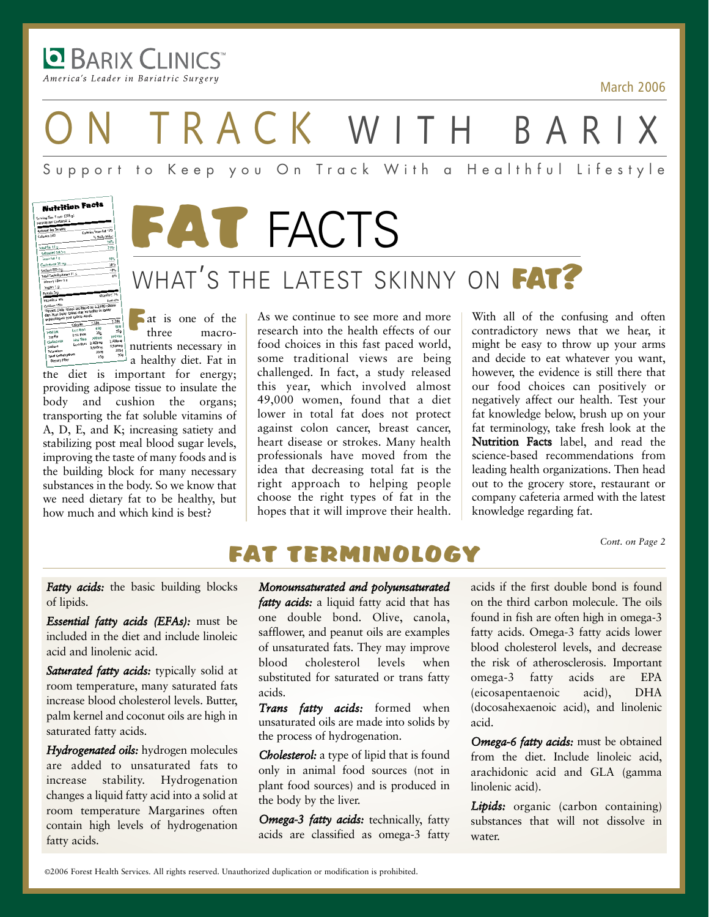BARIX CLINICS™
*America's Leader in Bariatric Surgery*

March 2006

# ON TRACK WITH BARIX

Support to Keep you On Track With a Healthful Lifestyle

## FAT FACTS

### WHAT'S THE LATEST SKINNY ON FAT?

Fat is one of the three macronutrients necessary in a healthy diet. Fat in the diet is important for energy; providing adipose tissue to insulate the body and cushion the organs; transporting the fat soluble vitamins of A, D, E, and K; increasing satiety and stabilizing post meal blood sugar levels, improving the taste of many foods and is the building block for many necessary substances in the body. So we know that we need dietary fat to be healthy, but how much and which kind is best?

As we continue to see more and more research into the health effects of our food choices in this fast paced world, some traditional views are being challenged. In fact, a study released this year, which involved almost 49,000 women, found that a diet lower in total fat does not protect against colon cancer, breast cancer, heart disease or strokes. Many health professionals have moved from the idea that decreasing total fat is the right approach to helping people choose the right types of fat in the hopes that it will improve their health.

With all of the confusing and often contradictory news that we hear, it might be easy to throw up your arms and decide to eat whatever you want, however, the evidence is still there that our food choices can positively or negatively affect our health. Test your fat knowledge below, brush up on your fat terminology, take fresh look at the **Nutrition Facts** label, and read the science-based recommendations from leading health organizations. Then head out to the grocery store, restaurant or company cafeteria armed with the latest knowledge regarding fat.

*Cont. on Page 2*

## FAT TERMINOLOGY

***Fatty acids:*** the basic building blocks of lipids.

***Essential fatty acids (EFAs):*** must be included in the diet and include linoleic acid and linolenic acid.

***Saturated fatty acids:*** typically solid at room temperature, many saturated fats increase blood cholesterol levels. Butter, palm kernel and coconut oils are high in saturated fatty acids.

***Hydrogenated oils:*** hydrogen molecules are added to unsaturated fats to increase stability. Hydrogenation changes a liquid fatty acid into a solid at room temperature Margarines often contain high levels of hydrogenation fatty acids.

***Monounsaturated and polyunsaturated fatty acids:*** a liquid fatty acid that has one double bond. Olive, canola, safflower, and peanut oils are examples of unsaturated fats. They may improve blood cholesterol levels when substituted for saturated or trans fatty acids.

***Trans fatty acids:*** formed when unsaturated oils are made into solids by the process of hydrogenation.

***Cholesterol:*** a type of lipid that is found only in animal food sources (not in plant food sources) and is produced in the body by the liver.

***Omega-3 fatty acids:*** technically, fatty acids are classified as omega-3 fatty acids if the first double bond is found on the third carbon molecule. The oils found in fish are often high in omega-3 fatty acids. Omega-3 fatty acids lower blood cholesterol levels, and decrease the risk of atherosclerosis. Important omega-3 fatty acids are EPA (eicosapentaenoic acid), DHA (docosahexaenoic acid), and linolenic acid.

***Omega-6 fatty acids:*** must be obtained from the diet. Include linoleic acid, arachidonic acid and GLA (gamma linolenic acid).

***Lipids:*** organic (carbon containing) substances that will not dissolve in water.

©2006 Forest Health Services. All rights reserved. Unauthorized duplication or modification is prohibited.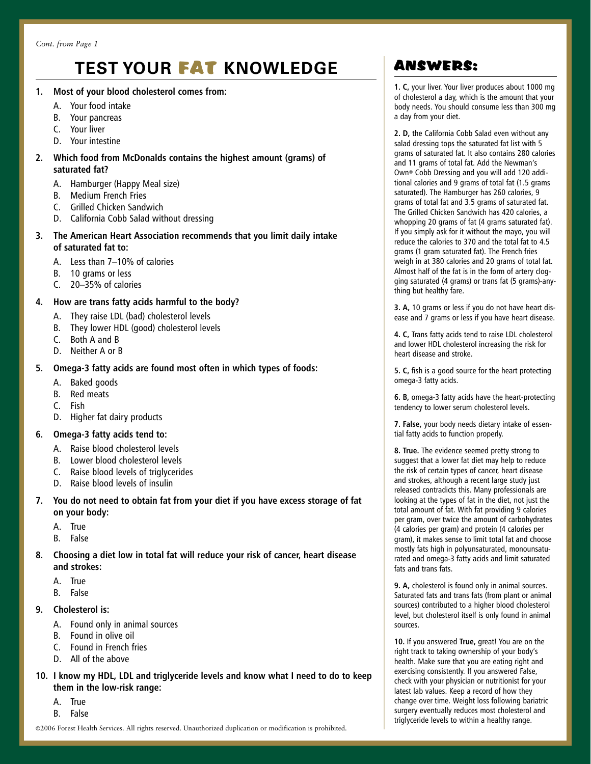*Cont. from Page 1*

# TEST YOUR FAT KNOWLEDGE

**1. Most of your blood cholesterol comes from:**

A. Your food intake
B. Your pancreas
C. Your liver
D. Your intestine

**2. Which food from McDonalds contains the highest amount (grams) of saturated fat?**

A. Hamburger (Happy Meal size)
B. Medium French Fries
C. Grilled Chicken Sandwich
D. California Cobb Salad without dressing

**3. The American Heart Association recommends that you limit daily intake of saturated fat to:**

A. Less than 7–10% of calories
B. 10 grams or less
C. 20–35% of calories

**4. How are trans fatty acids harmful to the body?**

A. They raise LDL (bad) cholesterol levels
B. They lower HDL (good) cholesterol levels
C. Both A and B
D. Neither A or B

**5. Omega-3 fatty acids are found most often in which types of foods:**

A. Baked goods
B. Red meats
C. Fish
D. Higher fat dairy products

**6. Omega-3 fatty acids tend to:**

A. Raise blood cholesterol levels
B. Lower blood cholesterol levels
C. Raise blood levels of triglycerides
D. Raise blood levels of insulin

**7. You do not need to obtain fat from your diet if you have excess storage of fat on your body:**

A. True
B. False

**8. Choosing a diet low in total fat will reduce your risk of cancer, heart disease and strokes:**

A. True
B. False

**9. Cholesterol is:**

A. Found only in animal sources
B. Found in olive oil
C. Found in French fries
D. All of the above

**10. I know my HDL, LDL and triglyceride levels and know what I need to do to keep them in the low-risk range:**

A. True
B. False

## ANSWERS:

**1. C,** your liver. Your liver produces about 1000 mg of cholesterol a day, which is the amount that your body needs. You should consume less than 300 mg a day from your diet.

**2. D,** the California Cobb Salad even without any salad dressing tops the saturated fat list with 5 grams of saturated fat. It also contains 280 calories and 11 grams of total fat. Add the Newman's Own® Cobb Dressing and you will add 120 additional calories and 9 grams of total fat (1.5 grams saturated). The Hamburger has 260 calories, 9 grams of total fat and 3.5 grams of saturated fat. The Grilled Chicken Sandwich has 420 calories, a whopping 20 grams of fat (4 grams saturated fat). If you simply ask for it without the mayo, you will reduce the calories to 370 and the total fat to 4.5 grams (1 gram saturated fat). The French fries weigh in at 380 calories and 20 grams of total fat. Almost half of the fat is in the form of artery clogging saturated (4 grams) or trans fat (5 grams)-anything but healthy fare.

**3. A,** 10 grams or less if you do not have heart disease and 7 grams or less if you have heart disease.

**4. C,** Trans fatty acids tend to raise LDL cholesterol and lower HDL cholesterol increasing the risk for heart disease and stroke.

**5. C,** fish is a good source for the heart protecting omega-3 fatty acids.

**6. B,** omega-3 fatty acids have the heart-protecting tendency to lower serum cholesterol levels.

**7. False,** your body needs dietary intake of essential fatty acids to function properly.

**8. True.** The evidence seemed pretty strong to suggest that a lower fat diet may help to reduce the risk of certain types of cancer, heart disease and strokes, although a recent large study just released contradicts this. Many professionals are looking at the types of fat in the diet, not just the total amount of fat. With fat providing 9 calories per gram, over twice the amount of carbohydrates (4 calories per gram) and protein (4 calories per gram), it makes sense to limit total fat and choose mostly fats high in polyunsaturated, monounsaturated and omega-3 fatty acids and limit saturated fats and trans fats.

**9. A,** cholesterol is found only in animal sources. Saturated fats and trans fats (from plant or animal sources) contributed to a higher blood cholesterol level, but cholesterol itself is only found in animal sources.

**10.** If you answered **True,** great! You are on the right track to taking ownership of your body's health. Make sure that you are eating right and exercising consistently. If you answered False, check with your physician or nutritionist for your latest lab values. Keep a record of how they change over time. Weight loss following bariatric surgery eventually reduces most cholesterol and triglyceride levels to within a healthy range.

©2006 Forest Health Services. All rights reserved. Unauthorized duplication or modification is prohibited.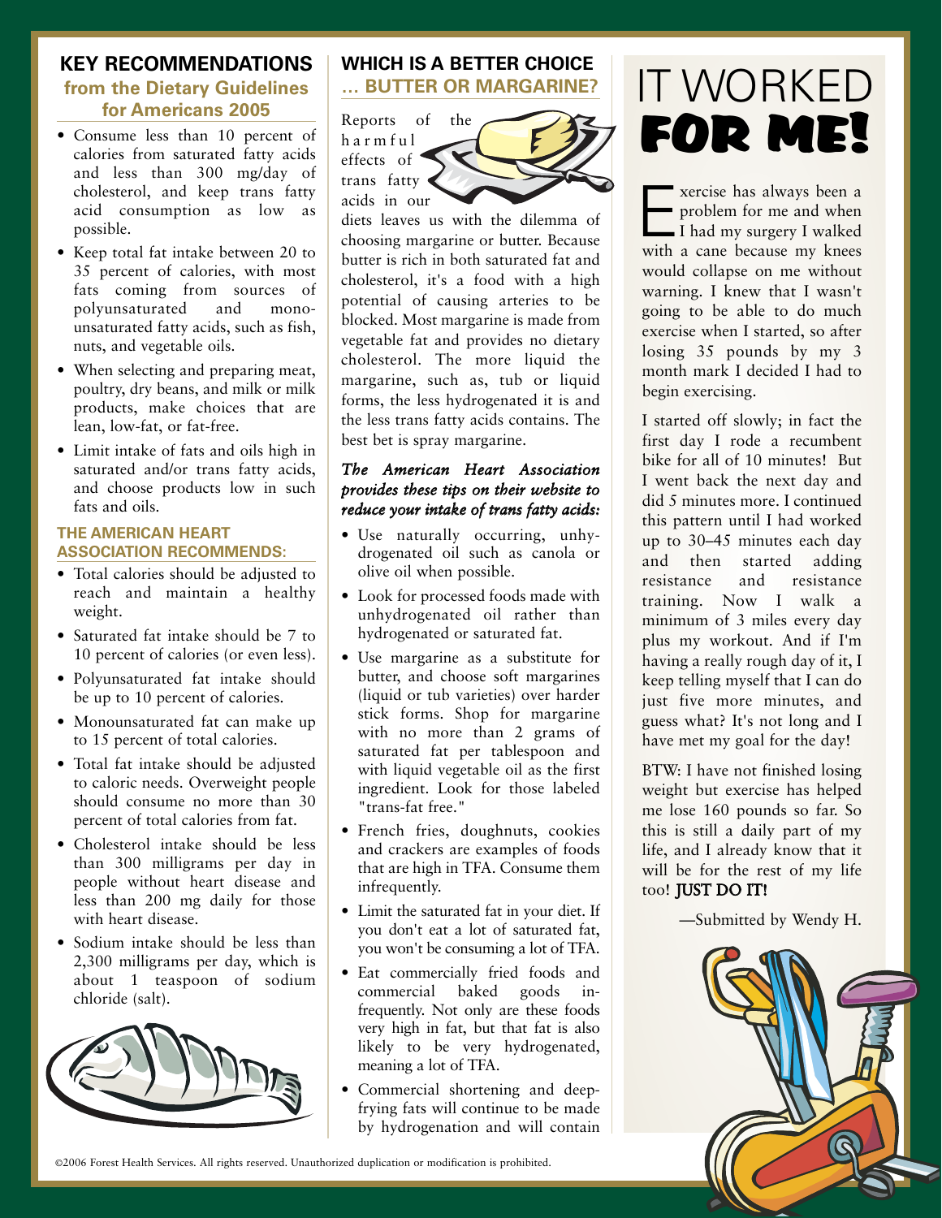## KEY RECOMMENDATIONS

### from the Dietary Guidelines for Americans 2005

- Consume less than 10 percent of calories from saturated fatty acids and less than 300 mg/day of cholesterol, and keep trans fatty acid consumption as low as possible.
- Keep total fat intake between 20 to 35 percent of calories, with most fats coming from sources of polyunsaturated and monounsaturated fatty acids, such as fish, nuts, and vegetable oils.
- When selecting and preparing meat, poultry, dry beans, and milk or milk products, make choices that are lean, low-fat, or fat-free.
- Limit intake of fats and oils high in saturated and/or trans fatty acids, and choose products low in such fats and oils.

### THE AMERICAN HEART ASSOCIATION RECOMMENDS:

- Total calories should be adjusted to reach and maintain a healthy weight.
- Saturated fat intake should be 7 to 10 percent of calories (or even less).
- Polyunsaturated fat intake should be up to 10 percent of calories.
- Monounsaturated fat can make up to 15 percent of total calories.
- Total fat intake should be adjusted to caloric needs. Overweight people should consume no more than 30 percent of total calories from fat.
- Cholesterol intake should be less than 300 milligrams per day in people without heart disease and less than 200 mg daily for those with heart disease.
- Sodium intake should be less than 2,300 milligrams per day, which is about 1 teaspoon of sodium chloride (salt).

## WHICH IS A BETTER CHOICE … BUTTER OR MARGARINE?

Reports of the harmful effects of trans fatty acids in our diets leaves us with the dilemma of choosing margarine or butter. Because butter is rich in both saturated fat and cholesterol, it's a food with a high potential of causing arteries to be blocked. Most margarine is made from vegetable fat and provides no dietary cholesterol. The more liquid the margarine, such as, tub or liquid forms, the less hydrogenated it is and the less trans fatty acids contains. The best bet is spray margarine.

***The American Heart Association provides these tips on their website to reduce your intake of trans fatty acids:***

- Use naturally occurring, unhydrogenated oil such as canola or olive oil when possible.
- Look for processed foods made with unhydrogenated oil rather than hydrogenated or saturated fat.
- Use margarine as a substitute for butter, and choose soft margarines (liquid or tub varieties) over harder stick forms. Shop for margarine with no more than 2 grams of saturated fat per tablespoon and with liquid vegetable oil as the first ingredient. Look for those labeled "trans-fat free."
- French fries, doughnuts, cookies and crackers are examples of foods that are high in TFA. Consume them infrequently.
- Limit the saturated fat in your diet. If you don't eat a lot of saturated fat, you won't be consuming a lot of TFA.
- Eat commercially fried foods and commercial baked goods infrequently. Not only are these foods very high in fat, but that fat is also likely to be very hydrogenated, meaning a lot of TFA.
- Commercial shortening and deep-frying fats will continue to be made by hydrogenation and will contain

## IT WORKED FOR ME!

Exercise has always been a problem for me and when I had my surgery I walked with a cane because my knees would collapse on me without warning. I knew that I wasn't going to be able to do much exercise when I started, so after losing 35 pounds by my 3 month mark I decided I had to begin exercising.

I started off slowly; in fact the first day I rode a recumbent bike for all of 10 minutes! But I went back the next day and did 5 minutes more. I continued this pattern until I had worked up to 30–45 minutes each day and then started adding resistance and resistance training. Now I walk a minimum of 3 miles every day plus my workout. And if I'm having a really rough day of it, I keep telling myself that I can do just five more minutes, and guess what? It's not long and I have met my goal for the day!

BTW: I have not finished losing weight but exercise has helped me lose 160 pounds so far. So this is still a daily part of my life, and I already know that it will be for the rest of my life too! **JUST DO IT!**

—Submitted by Wendy H.

©2006 Forest Health Services. All rights reserved. Unauthorized duplication or modification is prohibited.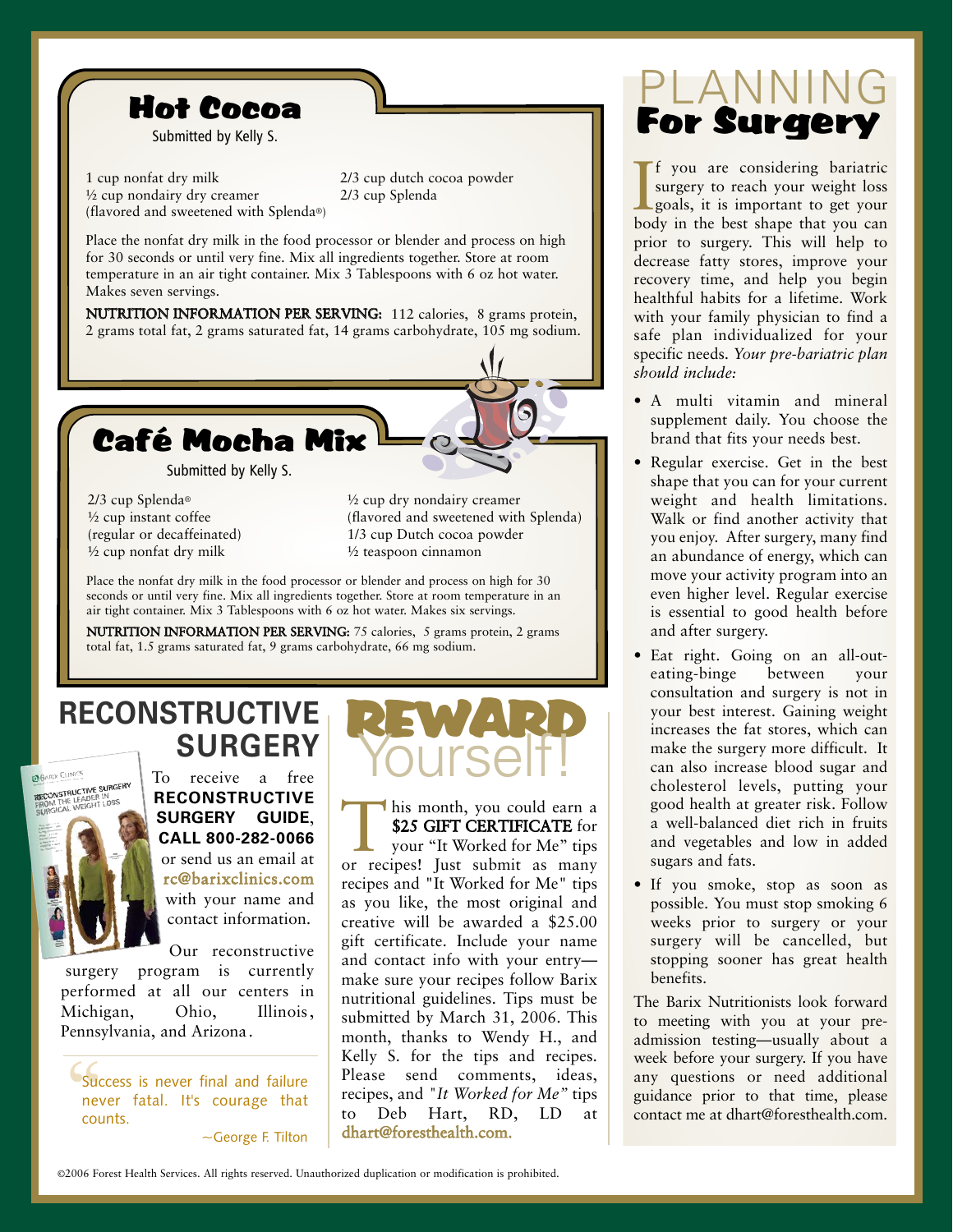## Hot Cocoa

Submitted by Kelly S.

1 cup nonfat dry milk
½ cup nondairy dry creamer
(flavored and sweetened with Splenda®)
2/3 cup dutch cocoa powder
2/3 cup Splenda

Place the nonfat dry milk in the food processor or blender and process on high for 30 seconds or until very fine. Mix all ingredients together. Store at room temperature in an air tight container. Mix 3 Tablespoons with 6 oz hot water. Makes seven servings.

**NUTRITION INFORMATION PER SERVING:** 112 calories, 8 grams protein, 2 grams total fat, 2 grams saturated fat, 14 grams carbohydrate, 105 mg sodium.

## Café Mocha Mix

Submitted by Kelly S.

2/3 cup Splenda®
½ cup instant coffee
(regular or decaffeinated)
½ cup nonfat dry milk
½ cup dry nondairy creamer
(flavored and sweetened with Splenda)
1/3 cup Dutch cocoa powder
½ teaspoon cinnamon

Place the nonfat dry milk in the food processor or blender and process on high for 30 seconds or until very fine. Mix all ingredients together. Store at room temperature in an air tight container. Mix 3 Tablespoons with 6 oz hot water. Makes six servings.

**NUTRITION INFORMATION PER SERVING:** 75 calories, 5 grams protein, 2 grams total fat, 1.5 grams saturated fat, 9 grams carbohydrate, 66 mg sodium.

## RECONSTRUCTIVE SURGERY

To receive a free **RECONSTRUCTIVE SURGERY GUIDE**, **CALL 800-282-0066** or send us an email at **rc@barixclinics.com** with your name and contact information.

Our reconstructive surgery program is currently performed at all our centers in Michigan, Ohio, Illinois, Pennsylvania, and Arizona.

> "Success is never final and failure never fatal. It's courage that counts.
>
> ~George F. Tilton

## REWARD Yourself!

This month, you could earn a **$25 GIFT CERTIFICATE** for your "It Worked for Me" tips or recipes! Just submit as many recipes and "It Worked for Me" tips as you like, the most original and creative will be awarded a $25.00 gift certificate. Include your name and contact info with your entry—make sure your recipes follow Barix nutritional guidelines. Tips must be submitted by March 31, 2006. This month, thanks to Wendy H., and Kelly S. for the tips and recipes. Please send comments, ideas, recipes, and "*It Worked for Me*" tips to Deb Hart, RD, LD at **dhart@foresthealth.com.**

## PLANNING For Surgery

If you are considering bariatric surgery to reach your weight loss goals, it is important to get your body in the best shape that you can prior to surgery. This will help to decrease fatty stores, improve your recovery time, and help you begin healthful habits for a lifetime. Work with your family physician to find a safe plan individualized for your specific needs. *Your pre-bariatric plan should include:*

- A multi vitamin and mineral supplement daily. You choose the brand that fits your needs best.
- Regular exercise. Get in the best shape that you can for your current weight and health limitations. Walk or find another activity that you enjoy. After surgery, many find an abundance of energy, which can move your activity program into an even higher level. Regular exercise is essential to good health before and after surgery.
- Eat right. Going on an all-out-eating-binge between your consultation and surgery is not in your best interest. Gaining weight increases the fat stores, which can make the surgery more difficult. It can also increase blood sugar and cholesterol levels, putting your good health at greater risk. Follow a well-balanced diet rich in fruits and vegetables and low in added sugars and fats.
- If you smoke, stop as soon as possible. You must stop smoking 6 weeks prior to surgery or your surgery will be cancelled, but stopping sooner has great health benefits.

The Barix Nutritionists look forward to meeting with you at your pre-admission testing—usually about a week before your surgery. If you have any questions or need additional guidance prior to that time, please contact me at dhart@foresthealth.com.

©2006 Forest Health Services. All rights reserved. Unauthorized duplication or modification is prohibited.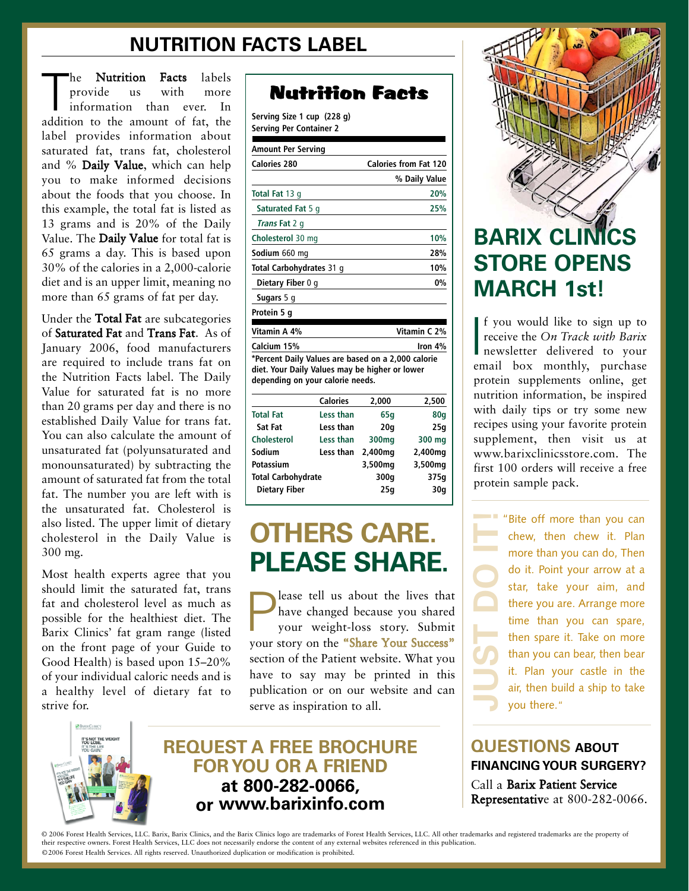## NUTRITION FACTS LABEL

The **Nutrition Facts** labels provide us with more information than ever. In addition to the amount of fat, the label provides information about saturated fat, trans fat, cholesterol and % **Daily Value**, which can help you to make informed decisions about the foods that you choose. In this example, the total fat is listed as 13 grams and is 20% of the Daily Value. The **Daily Value** for total fat is 65 grams a day. This is based upon 30% of the calories in a 2,000-calorie diet and is an upper limit, meaning no more than 65 grams of fat per day.

Under the **Total Fat** are subcategories of **Saturated Fat** and **Trans Fat**. As of January 2006, food manufacturers are required to include trans fat on the Nutrition Facts label. The Daily Value for saturated fat is no more than 20 grams per day and there is no established Daily Value for trans fat. You can also calculate the amount of unsaturated fat (polyunsaturated and monounsaturated) by subtracting the amount of saturated fat from the total fat. The number you are left with is the unsaturated fat. Cholesterol is also listed. The upper limit of dietary cholesterol in the Daily Value is 300 mg.

Most health experts agree that you should limit the saturated fat, trans fat and cholesterol level as much as possible for the healthiest diet. The Barix Clinics' fat gram range (listed on the front page of your Guide to Good Health) is based upon 15–20% of your individual caloric needs and is a healthy level of dietary fat to strive for.

### Nutrition Facts

**Serving Size 1 cup (228 g)**
**Serving Per Container 2**

| Amount Per Serving | |
|---|---|
| **Calories** 280 | Calories from Fat 120 |
| | % Daily Value |
| **Total Fat** 13 g | 20% |
| Saturated Fat 5 g | 25% |
| *Trans* Fat 2 g | |
| **Cholesterol** 30 mg | 10% |
| **Sodium** 660 mg | 28% |
| **Total Carbohydrates** 31 g | 10% |
| Dietary Fiber 0 g | 0% |
| Sugars 5 g | |
| **Protein** 5 g | |
| Vitamin A 4% | Vitamin C 2% |
| Calcium 15% | Iron 4% |

*Percent Daily Values are based on a 2,000 calorie diet. Your Daily Values may be higher or lower depending on your calorie needs.

| | Calories | 2,000 | 2,500 |
|---|---|---|---|
| Total Fat | Less than | 65g | 80g |
| Sat Fat | Less than | 20g | 25g |
| Cholesterol | Less than | 300mg | 300 mg |
| Sodium | Less than | 2,400mg | 2,400mg |
| Potassium | | 3,500mg | 3,500mg |
| Total Carbohydrate | | 300g | 375g |
| Dietary Fiber | | 25g | 30g |

## OTHERS CARE. PLEASE SHARE.

Please tell us about the lives that have changed because you shared your weight-loss story. Submit your story on the **"Share Your Success"** section of the Patient website. What you have to say may be printed in this publication or on our website and can serve as inspiration to all.

## BARIX CLINICS STORE OPENS MARCH 1st!

If you would like to sign up to receive the *On Track with Barix* newsletter delivered to your email box monthly, purchase protein supplements online, get nutrition information, be inspired with daily tips or try some new recipes using your favorite protein supplement, then visit us at www.barixclinicsstore.com. The first 100 orders will receive a free protein sample pack.

### JUST DO IT!

"Bite off more than you can chew, then chew it. Plan more than you can do, Then do it. Point your arrow at a star, take your aim, and there you are. Arrange more time than you can spare, then spare it. Take on more than you can bear, then bear it. Plan your castle in the air, then build a ship to take you there."

## REQUEST A FREE BROCHURE FOR YOU OR A FRIEND

**at 800-282-0066,**
**or www.barixinfo.com**

## QUESTIONS ABOUT FINANCING YOUR SURGERY?

Call a **Barix Patient Service Representative** at 800-282-0066.

© 2006 Forest Health Services, LLC. Barix, Barix Clinics, and the Barix Clinics logo are trademarks of Forest Health Services, LLC. All other trademarks and registered trademarks are the property of their respective owners. Forest Health Services, LLC does not necessarily endorse the content of any external websites referenced in this publication.
©2006 Forest Health Services. All rights reserved. Unauthorized duplication or modification is prohibited.